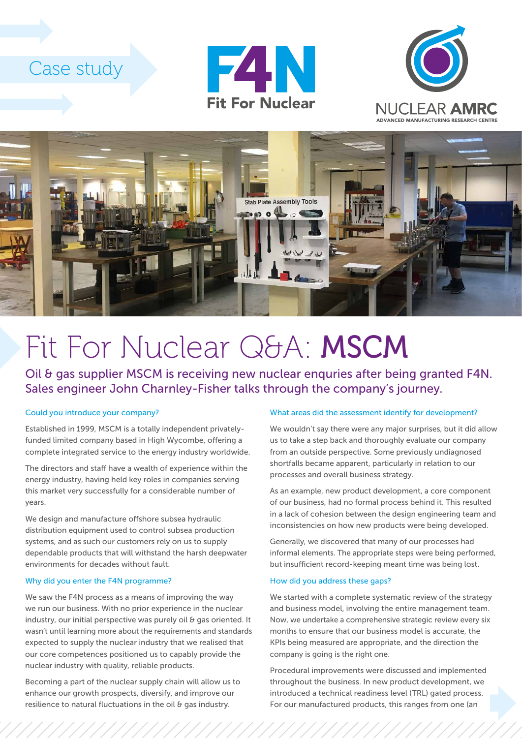Case study

F4N Fit For Nuclear

NUCLEAR AMRC
ADVANCED MANUFACTURING RESEARCH CENTRE

# Fit For Nuclear Q&A: **MSCM**

Oil & gas supplier MSCM is receiving new nuclear enquries after being granted F4N. Sales engineer John Charnley-Fisher talks through the company's journey.

### Could you introduce your company?

Established in 1999, MSCM is a totally independent privately-funded limited company based in High Wycombe, offering a complete integrated service to the energy industry worldwide.

The directors and staff have a wealth of experience within the energy industry, having held key roles in companies serving this market very successfully for a considerable number of years.

We design and manufacture offshore subsea hydraulic distribution equipment used to control subsea production systems, and as such our customers rely on us to supply dependable products that will withstand the harsh deepwater environments for decades without fault.

### Why did you enter the F4N programme?

We saw the F4N process as a means of improving the way we run our business. With no prior experience in the nuclear industry, our initial perspective was purely oil & gas oriented. It wasn't until learning more about the requirements and standards expected to supply the nuclear industry that we realised that our core competences positioned us to capably provide the nuclear industry with quality, reliable products.

Becoming a part of the nuclear supply chain will allow us to enhance our growth prospects, diversify, and improve our resilience to natural fluctuations in the oil & gas industry.

### What areas did the assessment identify for development?

We wouldn't say there were any major surprises, but it did allow us to take a step back and thoroughly evaluate our company from an outside perspective. Some previously undiagnosed shortfalls became apparent, particularly in relation to our processes and overall business strategy.

As an example, new product development, a core component of our business, had no formal process behind it. This resulted in a lack of cohesion between the design engineering team and inconsistencies on how new products were being developed.

Generally, we discovered that many of our processes had informal elements. The appropriate steps were being performed, but insufficient record-keeping meant time was being lost.

### How did you address these gaps?

We started with a complete systematic review of the strategy and business model, involving the entire management team. Now, we undertake a comprehensive strategic review every six months to ensure that our business model is accurate, the KPIs being measured are appropriate, and the direction the company is going is the right one.

Procedural improvements were discussed and implemented throughout the business. In new product development, we introduced a technical readiness level (TRL) gated process. For our manufactured products, this ranges from one (an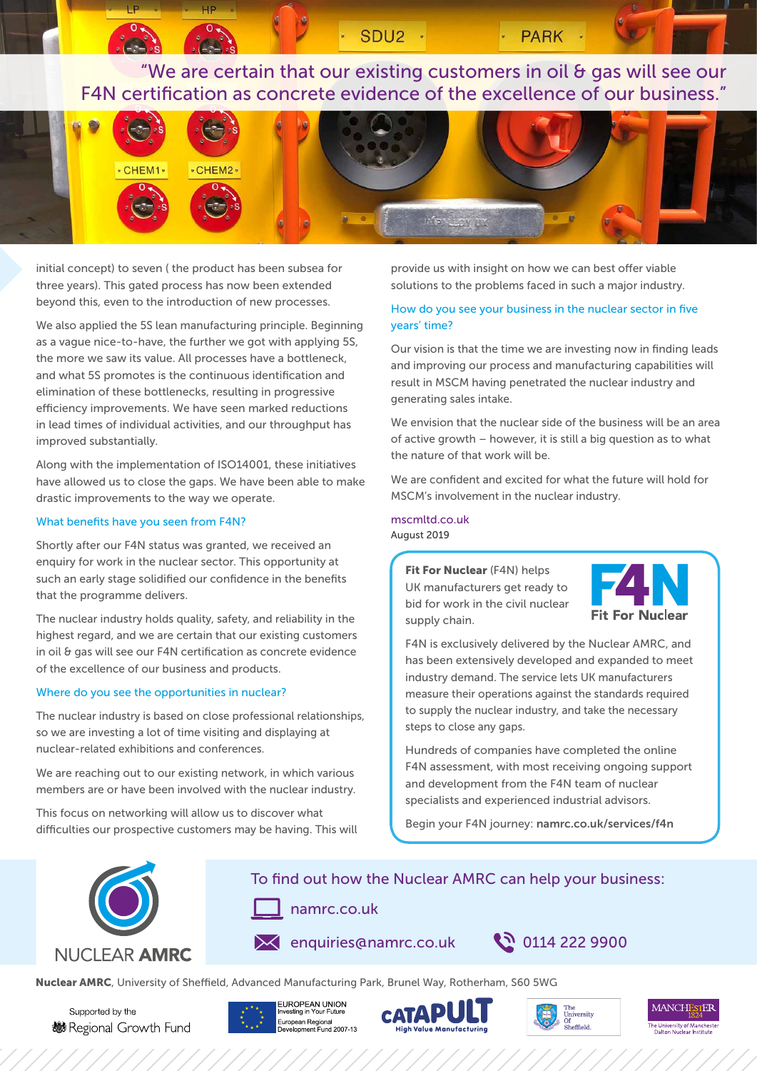> "We are certain that our existing customers in oil & gas will see our F4N certification as concrete evidence of the excellence of our business."

initial concept) to seven ( the product has been subsea for three years). This gated process has now been extended beyond this, even to the introduction of new processes.

We also applied the 5S lean manufacturing principle. Beginning as a vague nice-to-have, the further we got with applying 5S, the more we saw its value. All processes have a bottleneck, and what 5S promotes is the continuous identification and elimination of these bottlenecks, resulting in progressive efficiency improvements. We have seen marked reductions in lead times of individual activities, and our throughput has improved substantially.

Along with the implementation of ISO14001, these initiatives have allowed us to close the gaps. We have been able to make drastic improvements to the way we operate.

### What benefits have you seen from F4N?

Shortly after our F4N status was granted, we received an enquiry for work in the nuclear sector. This opportunity at such an early stage solidified our confidence in the benefits that the programme delivers.

The nuclear industry holds quality, safety, and reliability in the highest regard, and we are certain that our existing customers in oil & gas will see our F4N certification as concrete evidence of the excellence of our business and products.

### Where do you see the opportunities in nuclear?

The nuclear industry is based on close professional relationships, so we are investing a lot of time visiting and displaying at nuclear-related exhibitions and conferences.

We are reaching out to our existing network, in which various members are or have been involved with the nuclear industry.

This focus on networking will allow us to discover what difficulties our prospective customers may be having. This will provide us with insight on how we can best offer viable solutions to the problems faced in such a major industry.

### How do you see your business in the nuclear sector in five years' time?

Our vision is that the time we are investing now in finding leads and improving our process and manufacturing capabilities will result in MSCM having penetrated the nuclear industry and generating sales intake.

We envision that the nuclear side of the business will be an area of active growth – however, it is still a big question as to what the nature of that work will be.

We are confident and excited for what the future will hold for MSCM's involvement in the nuclear industry.

mscmltd.co.uk
August 2019

**Fit For Nuclear** (F4N) helps UK manufacturers get ready to bid for work in the civil nuclear supply chain.

F4N is exclusively delivered by the Nuclear AMRC, and has been extensively developed and expanded to meet industry demand. The service lets UK manufacturers measure their operations against the standards required to supply the nuclear industry, and take the necessary steps to close any gaps.

Hundreds of companies have completed the online F4N assessment, with most receiving ongoing support and development from the F4N team of nuclear specialists and experienced industrial advisors.

Begin your F4N journey: **namrc.co.uk/services/f4n**

To find out how the Nuclear AMRC can help your business:

namrc.co.uk

enquiries@namrc.co.uk

0114 222 9900

**Nuclear AMRC**, University of Sheffield, Advanced Manufacturing Park, Brunel Way, Rotherham, S60 5WG

Supported by the Regional Growth Fund

European Union – Investing in Your Future – European Regional Development Fund 2007-13